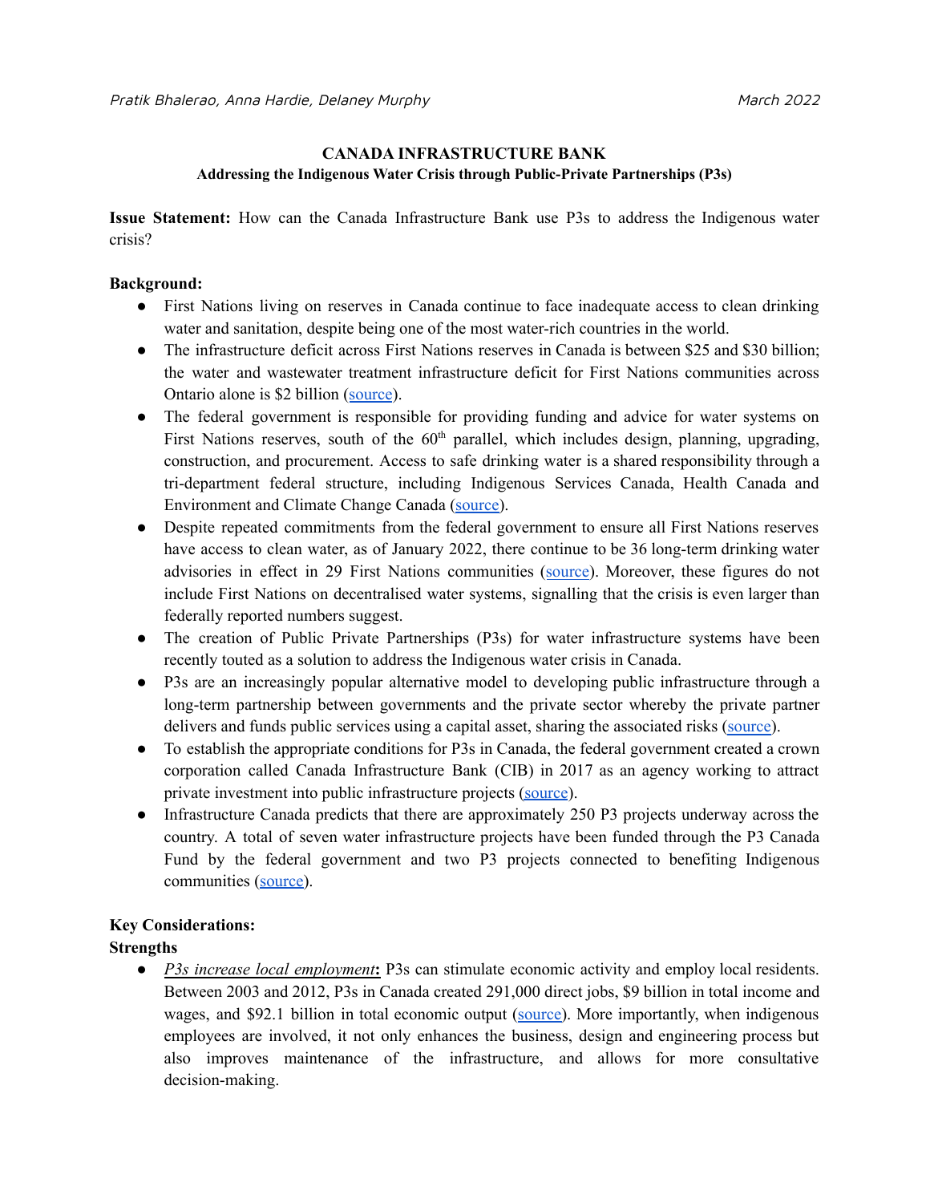*Pratik Bhalerao, Anna Hardie, Delaney Murphy* *March 2022*

# CANADA INFRASTRUCTURE BANK

## Addressing the Indigenous Water Crisis through Public-Private Partnerships (P3s)

**Issue Statement:** How can the Canada Infrastructure Bank use P3s to address the Indigenous water crisis?

**Background:**

- First Nations living on reserves in Canada continue to face inadequate access to clean drinking water and sanitation, despite being one of the most water-rich countries in the world.
- The infrastructure deficit across First Nations reserves in Canada is between $25 and $30 billion; the water and wastewater treatment infrastructure deficit for First Nations communities across Ontario alone is $2 billion (source).
- The federal government is responsible for providing funding and advice for water systems on First Nations reserves, south of the 60[th] parallel, which includes design, planning, upgrading, construction, and procurement. Access to safe drinking water is a shared responsibility through a tri-department federal structure, including Indigenous Services Canada, Health Canada and Environment and Climate Change Canada (source).
- Despite repeated commitments from the federal government to ensure all First Nations reserves have access to clean water, as of January 2022, there continue to be 36 long-term drinking water advisories in effect in 29 First Nations communities (source). Moreover, these figures do not include First Nations on decentralised water systems, signalling that the crisis is even larger than federally reported numbers suggest.
- The creation of Public Private Partnerships (P3s) for water infrastructure systems have been recently touted as a solution to address the Indigenous water crisis in Canada.
- P3s are an increasingly popular alternative model to developing public infrastructure through a long-term partnership between governments and the private sector whereby the private partner delivers and funds public services using a capital asset, sharing the associated risks (source).
- To establish the appropriate conditions for P3s in Canada, the federal government created a crown corporation called Canada Infrastructure Bank (CIB) in 2017 as an agency working to attract private investment into public infrastructure projects (source).
- Infrastructure Canada predicts that there are approximately 250 P3 projects underway across the country. A total of seven water infrastructure projects have been funded through the P3 Canada Fund by the federal government and two P3 projects connected to benefiting Indigenous communities (source).

**Key Considerations:**

**Strengths**

- ***P3s increase local employment*:** P3s can stimulate economic activity and employ local residents. Between 2003 and 2012, P3s in Canada created 291,000 direct jobs, $9 billion in total income and wages, and $92.1 billion in total economic output (source). More importantly, when indigenous employees are involved, it not only enhances the business, design and engineering process but also improves maintenance of the infrastructure, and allows for more consultative decision-making.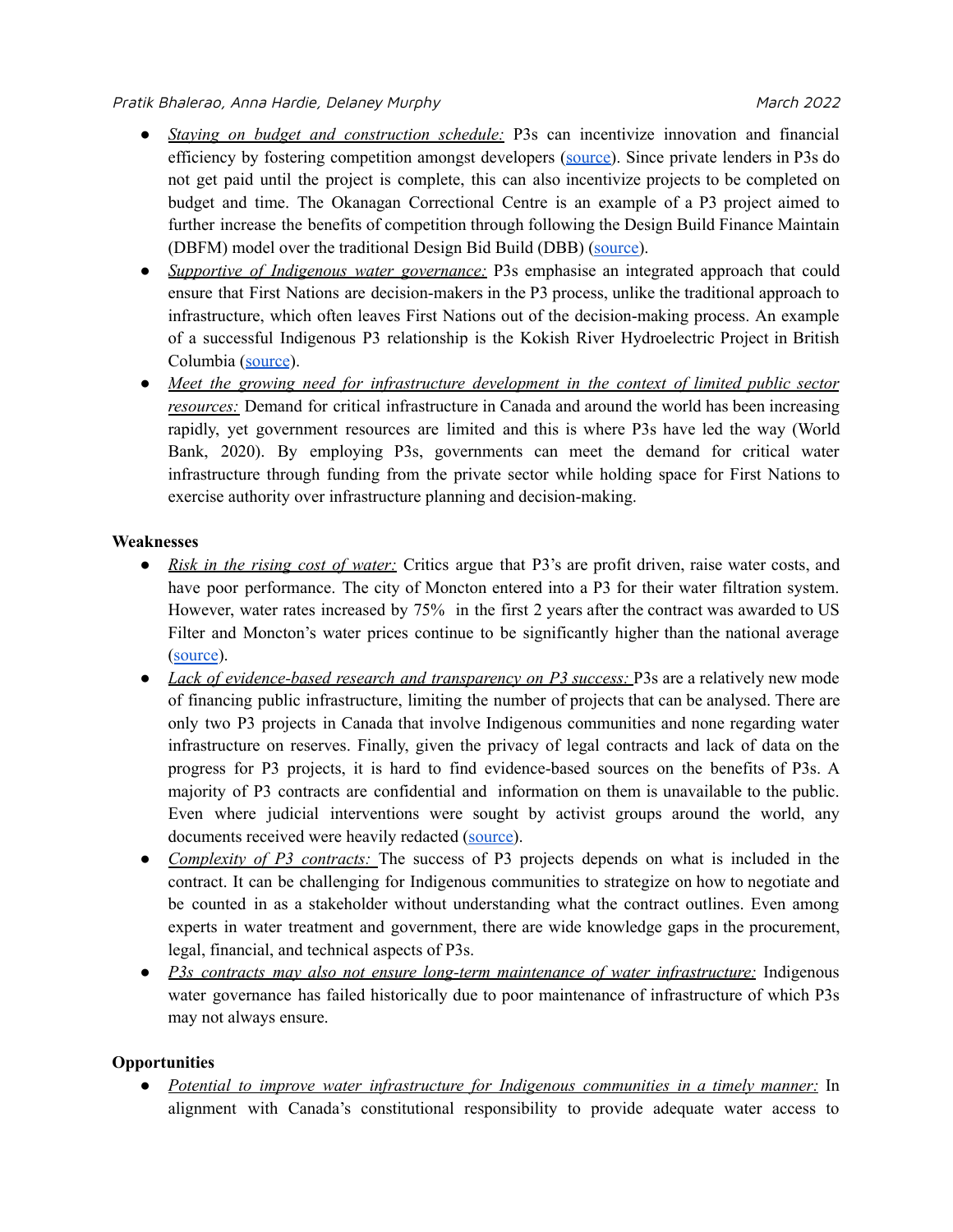- *Staying on budget and construction schedule:* P3s can incentivize innovation and financial efficiency by fostering competition amongst developers (source). Since private lenders in P3s do not get paid until the project is complete, this can also incentivize projects to be completed on budget and time. The Okanagan Correctional Centre is an example of a P3 project aimed to further increase the benefits of competition through following the Design Build Finance Maintain (DBFM) model over the traditional Design Bid Build (DBB) (source).
- *Supportive of Indigenous water governance:* P3s emphasise an integrated approach that could ensure that First Nations are decision-makers in the P3 process, unlike the traditional approach to infrastructure, which often leaves First Nations out of the decision-making process. An example of a successful Indigenous P3 relationship is the Kokish River Hydroelectric Project in British Columbia (source).
- *Meet the growing need for infrastructure development in the context of limited public sector resources:* Demand for critical infrastructure in Canada and around the world has been increasing rapidly, yet government resources are limited and this is where P3s have led the way (World Bank, 2020). By employing P3s, governments can meet the demand for critical water infrastructure through funding from the private sector while holding space for First Nations to exercise authority over infrastructure planning and decision-making.

**Weaknesses**

- *Risk in the rising cost of water:* Critics argue that P3's are profit driven, raise water costs, and have poor performance. The city of Moncton entered into a P3 for their water filtration system. However, water rates increased by 75% in the first 2 years after the contract was awarded to US Filter and Moncton's water prices continue to be significantly higher than the national average (source).
- *Lack of evidence-based research and transparency on P3 success:* P3s are a relatively new mode of financing public infrastructure, limiting the number of projects that can be analysed. There are only two P3 projects in Canada that involve Indigenous communities and none regarding water infrastructure on reserves. Finally, given the privacy of legal contracts and lack of data on the progress for P3 projects, it is hard to find evidence-based sources on the benefits of P3s. A majority of P3 contracts are confidential and information on them is unavailable to the public. Even where judicial interventions were sought by activist groups around the world, any documents received were heavily redacted (source).
- *Complexity of P3 contracts:* The success of P3 projects depends on what is included in the contract. It can be challenging for Indigenous communities to strategize on how to negotiate and be counted in as a stakeholder without understanding what the contract outlines. Even among experts in water treatment and government, there are wide knowledge gaps in the procurement, legal, financial, and technical aspects of P3s.
- *P3s contracts may also not ensure long-term maintenance of water infrastructure:* Indigenous water governance has failed historically due to poor maintenance of infrastructure of which P3s may not always ensure.

**Opportunities**

- *Potential to improve water infrastructure for Indigenous communities in a timely manner:* In alignment with Canada's constitutional responsibility to provide adequate water access to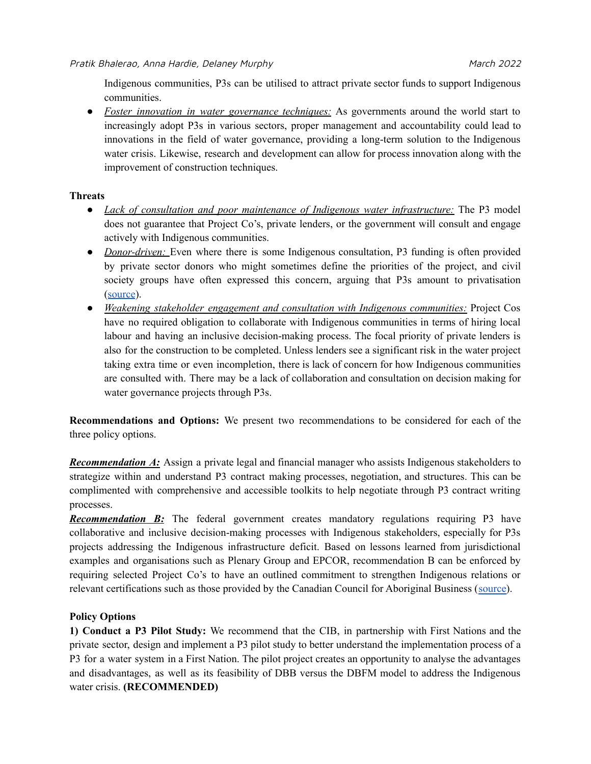Indigenous communities, P3s can be utilised to attract private sector funds to support Indigenous communities.

- ***Foster innovation in water governance techniques:*** As governments around the world start to increasingly adopt P3s in various sectors, proper management and accountability could lead to innovations in the field of water governance, providing a long-term solution to the Indigenous water crisis. Likewise, research and development can allow for process innovation along with the improvement of construction techniques.

**Threats**

- *Lack of consultation and poor maintenance of Indigenous water infrastructure:* The P3 model does not guarantee that Project Co's, private lenders, or the government will consult and engage actively with Indigenous communities.
- *Donor-driven:* Even where there is some Indigenous consultation, P3 funding is often provided by private sector donors who might sometimes define the priorities of the project, and civil society groups have often expressed this concern, arguing that P3s amount to privatisation (source).
- *Weakening stakeholder engagement and consultation with Indigenous communities:* Project Cos have no required obligation to collaborate with Indigenous communities in terms of hiring local labour and having an inclusive decision-making process. The focal priority of private lenders is also for the construction to be completed. Unless lenders see a significant risk in the water project taking extra time or even incompletion, there is lack of concern for how Indigenous communities are consulted with. There may be a lack of collaboration and consultation on decision making for water governance projects through P3s.

**Recommendations and Options:** We present two recommendations to be considered for each of the three policy options.

***Recommendation A:*** Assign a private legal and financial manager who assists Indigenous stakeholders to strategize within and understand P3 contract making processes, negotiation, and structures. This can be complimented with comprehensive and accessible toolkits to help negotiate through P3 contract writing processes.

***Recommendation B:*** The federal government creates mandatory regulations requiring P3 have collaborative and inclusive decision-making processes with Indigenous stakeholders, especially for P3s projects addressing the Indigenous infrastructure deficit. Based on lessons learned from jurisdictional examples and organisations such as Plenary Group and EPCOR, recommendation B can be enforced by requiring selected Project Co's to have an outlined commitment to strengthen Indigenous relations or relevant certifications such as those provided by the Canadian Council for Aboriginal Business (source).

**Policy Options**

**1) Conduct a P3 Pilot Study:** We recommend that the CIB, in partnership with First Nations and the private sector, design and implement a P3 pilot study to better understand the implementation process of a P3 for a water system in a First Nation. The pilot project creates an opportunity to analyse the advantages and disadvantages, as well as its feasibility of DBB versus the DBFM model to address the Indigenous water crisis. **(RECOMMENDED)**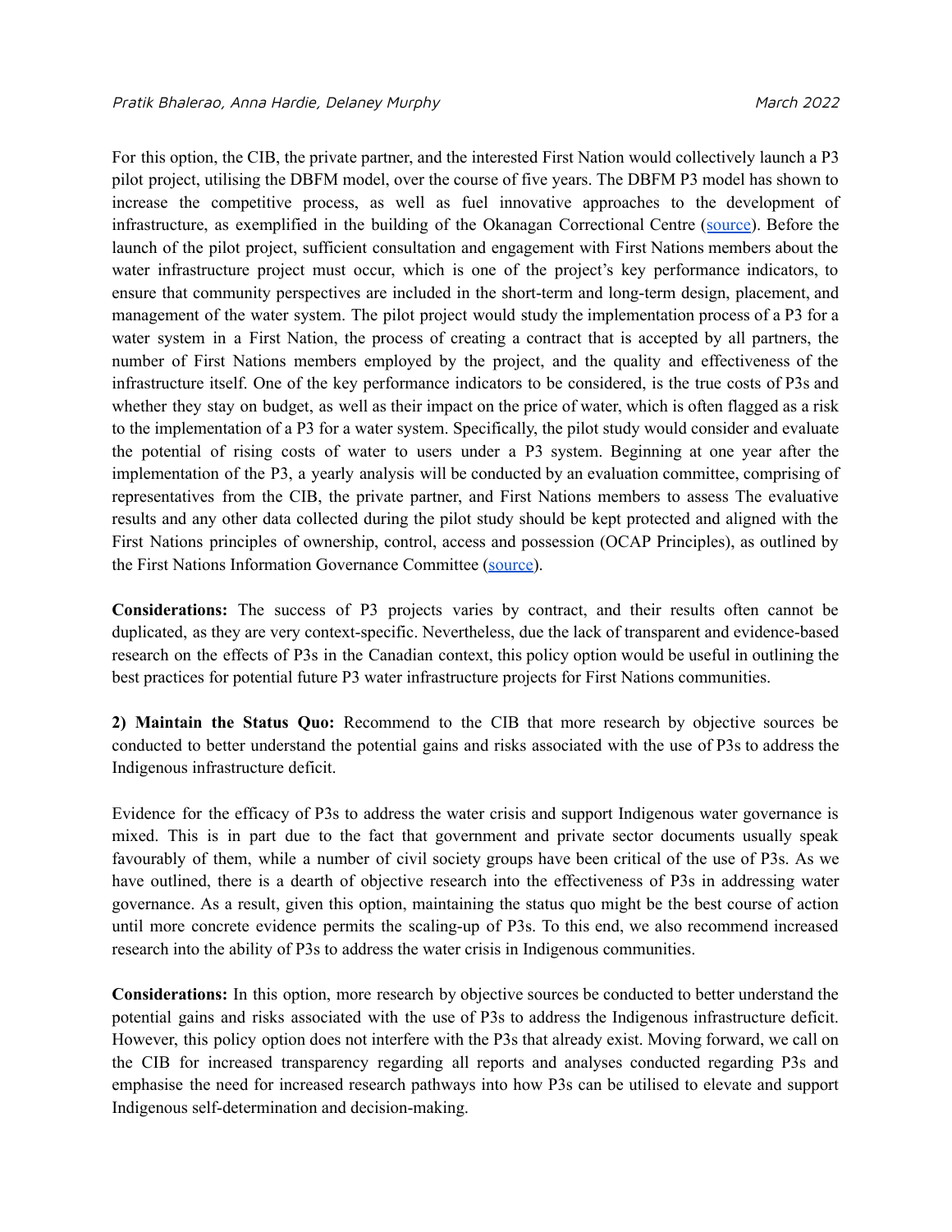For this option, the CIB, the private partner, and the interested First Nation would collectively launch a P3 pilot project, utilising the DBFM model, over the course of five years. The DBFM P3 model has shown to increase the competitive process, as well as fuel innovative approaches to the development of infrastructure, as exemplified in the building of the Okanagan Correctional Centre (source). Before the launch of the pilot project, sufficient consultation and engagement with First Nations members about the water infrastructure project must occur, which is one of the project's key performance indicators, to ensure that community perspectives are included in the short-term and long-term design, placement, and management of the water system. The pilot project would study the implementation process of a P3 for a water system in a First Nation, the process of creating a contract that is accepted by all partners, the number of First Nations members employed by the project, and the quality and effectiveness of the infrastructure itself. One of the key performance indicators to be considered, is the true costs of P3s and whether they stay on budget, as well as their impact on the price of water, which is often flagged as a risk to the implementation of a P3 for a water system. Specifically, the pilot study would consider and evaluate the potential of rising costs of water to users under a P3 system. Beginning at one year after the implementation of the P3, a yearly analysis will be conducted by an evaluation committee, comprising of representatives from the CIB, the private partner, and First Nations members to assess The evaluative results and any other data collected during the pilot study should be kept protected and aligned with the First Nations principles of ownership, control, access and possession (OCAP Principles), as outlined by the First Nations Information Governance Committee (source).

**Considerations:** The success of P3 projects varies by contract, and their results often cannot be duplicated, as they are very context-specific. Nevertheless, due the lack of transparent and evidence-based research on the effects of P3s in the Canadian context, this policy option would be useful in outlining the best practices for potential future P3 water infrastructure projects for First Nations communities.

**2) Maintain the Status Quo:** Recommend to the CIB that more research by objective sources be conducted to better understand the potential gains and risks associated with the use of P3s to address the Indigenous infrastructure deficit.

Evidence for the efficacy of P3s to address the water crisis and support Indigenous water governance is mixed. This is in part due to the fact that government and private sector documents usually speak favourably of them, while a number of civil society groups have been critical of the use of P3s. As we have outlined, there is a dearth of objective research into the effectiveness of P3s in addressing water governance. As a result, given this option, maintaining the status quo might be the best course of action until more concrete evidence permits the scaling-up of P3s. To this end, we also recommend increased research into the ability of P3s to address the water crisis in Indigenous communities.

**Considerations:** In this option, more research by objective sources be conducted to better understand the potential gains and risks associated with the use of P3s to address the Indigenous infrastructure deficit. However, this policy option does not interfere with the P3s that already exist. Moving forward, we call on the CIB for increased transparency regarding all reports and analyses conducted regarding P3s and emphasise the need for increased research pathways into how P3s can be utilised to elevate and support Indigenous self-determination and decision-making.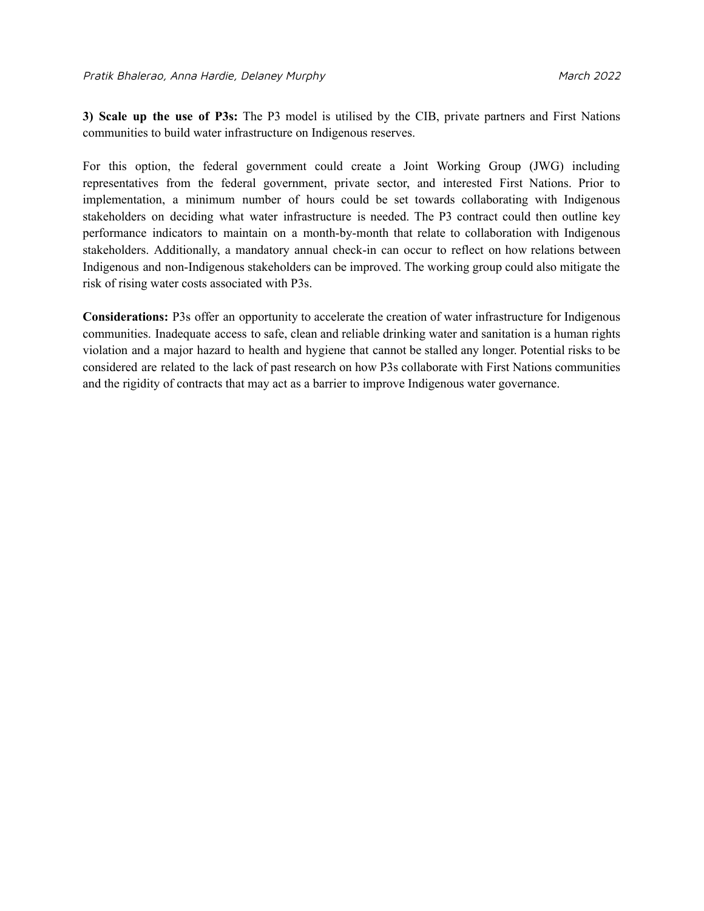**3) Scale up the use of P3s:** The P3 model is utilised by the CIB, private partners and First Nations communities to build water infrastructure on Indigenous reserves.

For this option, the federal government could create a Joint Working Group (JWG) including representatives from the federal government, private sector, and interested First Nations. Prior to implementation, a minimum number of hours could be set towards collaborating with Indigenous stakeholders on deciding what water infrastructure is needed. The P3 contract could then outline key performance indicators to maintain on a month-by-month that relate to collaboration with Indigenous stakeholders. Additionally, a mandatory annual check-in can occur to reflect on how relations between Indigenous and non-Indigenous stakeholders can be improved. The working group could also mitigate the risk of rising water costs associated with P3s.

**Considerations:** P3s offer an opportunity to accelerate the creation of water infrastructure for Indigenous communities. Inadequate access to safe, clean and reliable drinking water and sanitation is a human rights violation and a major hazard to health and hygiene that cannot be stalled any longer. Potential risks to be considered are related to the lack of past research on how P3s collaborate with First Nations communities and the rigidity of contracts that may act as a barrier to improve Indigenous water governance.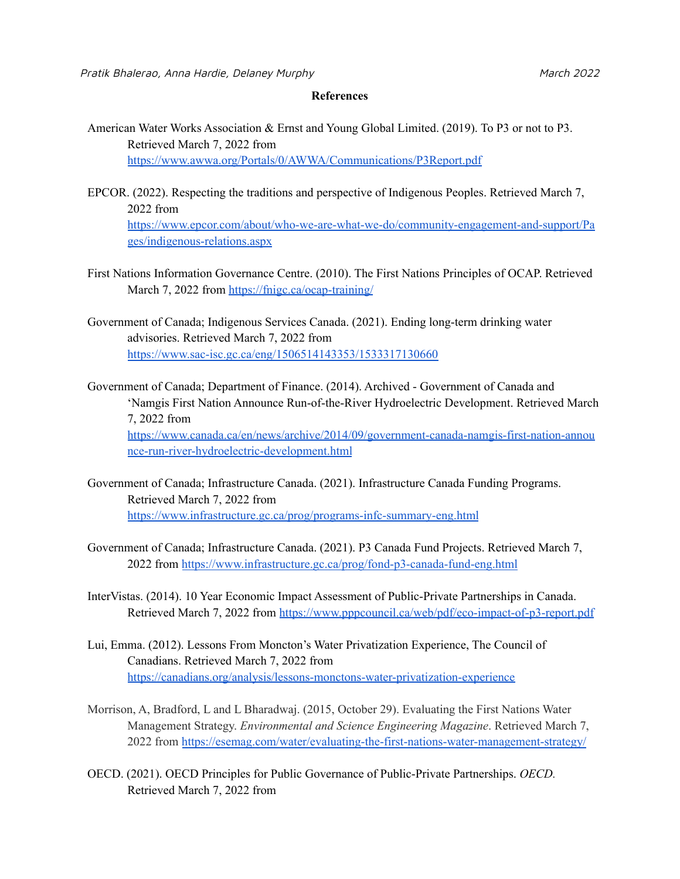**References**

American Water Works Association & Ernst and Young Global Limited. (2019). To P3 or not to P3. Retrieved March 7, 2022 from https://www.awwa.org/Portals/0/AWWA/Communications/P3Report.pdf

EPCOR. (2022). Respecting the traditions and perspective of Indigenous Peoples. Retrieved March 7, 2022 from https://www.epcor.com/about/who-we-are-what-we-do/community-engagement-and-support/Pages/indigenous-relations.aspx

First Nations Information Governance Centre. (2010). The First Nations Principles of OCAP. Retrieved March 7, 2022 from https://fnigc.ca/ocap-training/

Government of Canada; Indigenous Services Canada. (2021). Ending long-term drinking water advisories. Retrieved March 7, 2022 from https://www.sac-isc.gc.ca/eng/1506514143353/1533317130660

Government of Canada; Department of Finance. (2014). Archived - Government of Canada and 'Namgis First Nation Announce Run-of-the-River Hydroelectric Development. Retrieved March 7, 2022 from https://www.canada.ca/en/news/archive/2014/09/government-canada-namgis-first-nation-announce-run-river-hydroelectric-development.html

Government of Canada; Infrastructure Canada. (2021). Infrastructure Canada Funding Programs. Retrieved March 7, 2022 from https://www.infrastructure.gc.ca/prog/programs-infc-summary-eng.html

Government of Canada; Infrastructure Canada. (2021). P3 Canada Fund Projects. Retrieved March 7, 2022 from https://www.infrastructure.gc.ca/prog/fond-p3-canada-fund-eng.html

InterVistas. (2014). 10 Year Economic Impact Assessment of Public-Private Partnerships in Canada. Retrieved March 7, 2022 from https://www.pppcouncil.ca/web/pdf/eco-impact-of-p3-report.pdf

Lui, Emma. (2012). Lessons From Moncton's Water Privatization Experience, The Council of Canadians. Retrieved March 7, 2022 from https://canadians.org/analysis/lessons-monctons-water-privatization-experience

Morrison, A, Bradford, L and L Bharadwaj. (2015, October 29). Evaluating the First Nations Water Management Strategy. *Environmental and Science Engineering Magazine*. Retrieved March 7, 2022 from https://esemag.com/water/evaluating-the-first-nations-water-management-strategy/

OECD. (2021). OECD Principles for Public Governance of Public-Private Partnerships. *OECD.* Retrieved March 7, 2022 from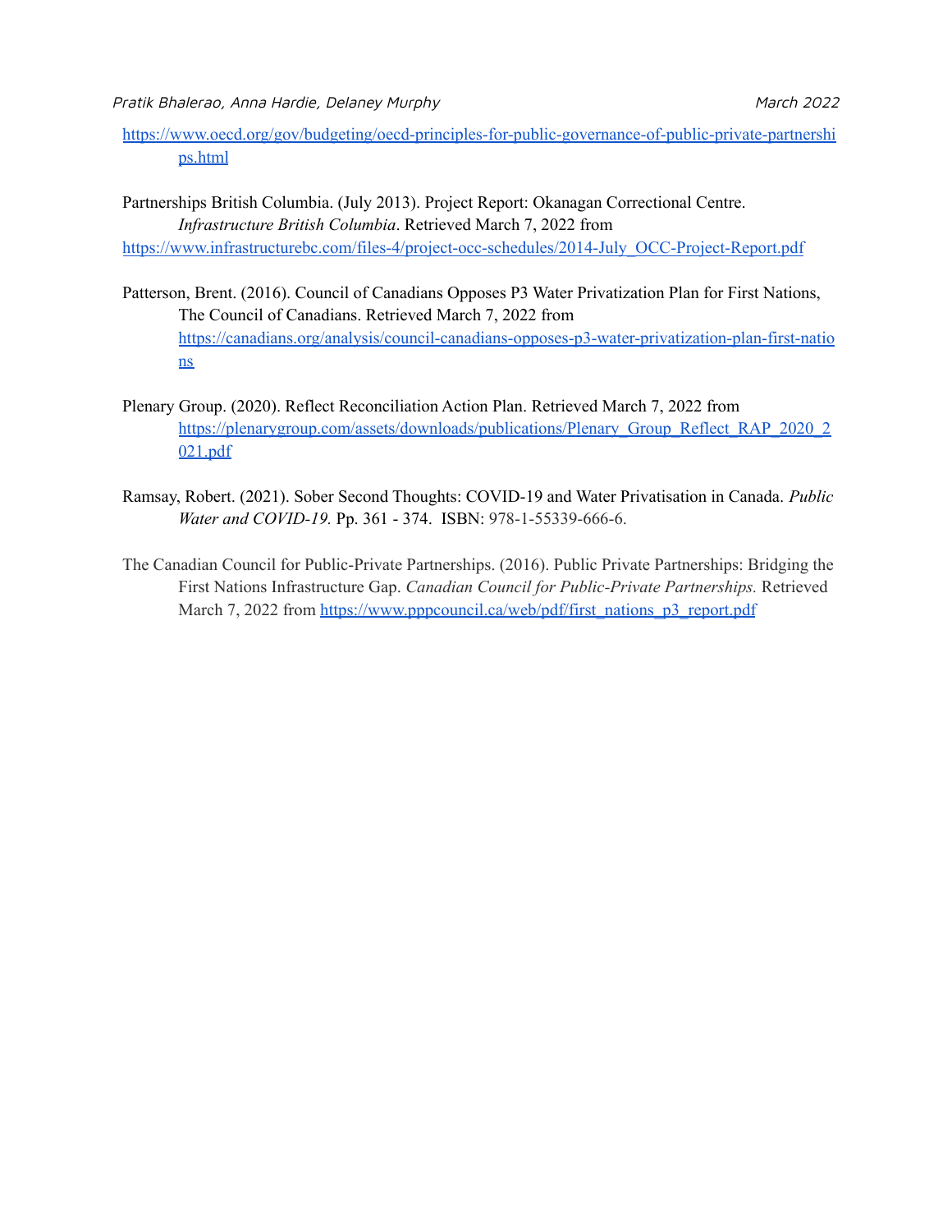https://www.oecd.org/gov/budgeting/oecd-principles-for-public-governance-of-public-private-partnerships.html

Partnerships British Columbia. (July 2013). Project Report: Okanagan Correctional Centre. *Infrastructure British Columbia*. Retrieved March 7, 2022 from https://www.infrastructurebc.com/files-4/project-occ-schedules/2014-July_OCC-Project-Report.pdf

Patterson, Brent. (2016). Council of Canadians Opposes P3 Water Privatization Plan for First Nations, The Council of Canadians. Retrieved March 7, 2022 from https://canadians.org/analysis/council-canadians-opposes-p3-water-privatization-plan-first-nations

Plenary Group. (2020). Reflect Reconciliation Action Plan. Retrieved March 7, 2022 from https://plenarygroup.com/assets/downloads/publications/Plenary_Group_Reflect_RAP_2020_2021.pdf

Ramsay, Robert. (2021). Sober Second Thoughts: COVID-19 and Water Privatisation in Canada. *Public Water and COVID-19.* Pp. 361 - 374. ISBN: 978-1-55339-666-6.

The Canadian Council for Public-Private Partnerships. (2016). Public Private Partnerships: Bridging the First Nations Infrastructure Gap. *Canadian Council for Public-Private Partnerships.* Retrieved March 7, 2022 from https://www.pppcouncil.ca/web/pdf/first_nations_p3_report.pdf